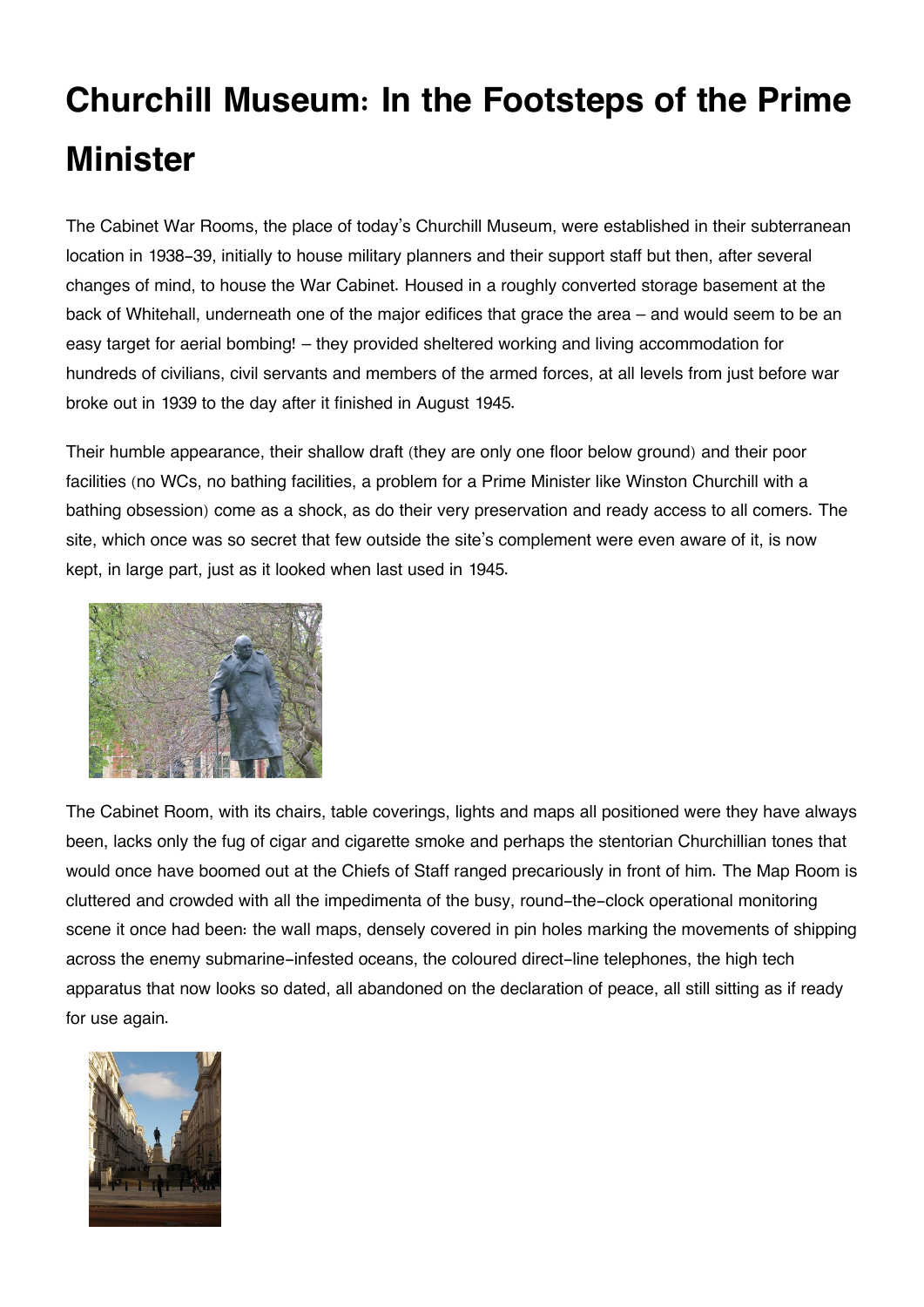# Churchill Museum: In the Footsteps of the Prime Minister

The Cabinet War Rooms, the place of today's Churchill Museum, were established in their subterranean location in 1938-39, initially to house military planners and their support staff but then, after several changes of mind, to house the War Cabinet. Housed in a roughly converted storage basement at the back of Whitehall, underneath one of the major edifices that grace the area – and would seem to be an easy target for aerial bombing! – they provided sheltered working and living accommodation for hundreds of civilians, civil servants and members of the armed forces, at all levels from just before war broke out in 1939 to the day after it finished in August 1945.

Their humble appearance, their shallow draft (they are only one floor below ground) and their poor facilities (no WCs, no bathing facilities, a problem for a Prime Minister like Winston Churchill with a bathing obsession) come as a shock, as do their very preservation and ready access to all comers. The site, which once was so secret that few outside the site's complement were even aware of it, is now kept, in large part, just as it looked when last used in 1945.

The Cabinet Room, with its chairs, table coverings, lights and maps all positioned were they have always been, lacks only the fug of cigar and cigarette smoke and perhaps the stentorian Churchillian tones that would once have boomed out at the Chiefs of Staff ranged precariously in front of him. The Map Room is cluttered and crowded with all the impedimenta of the busy, round-the-clock operational monitoring scene it once had been: the wall maps, densely covered in pin holes marking the movements of shipping across the enemy submarine-infested oceans, the coloured direct-line telephones, the high tech apparatus that now looks so dated, all abandoned on the declaration of peace, all still sitting as if ready for use again.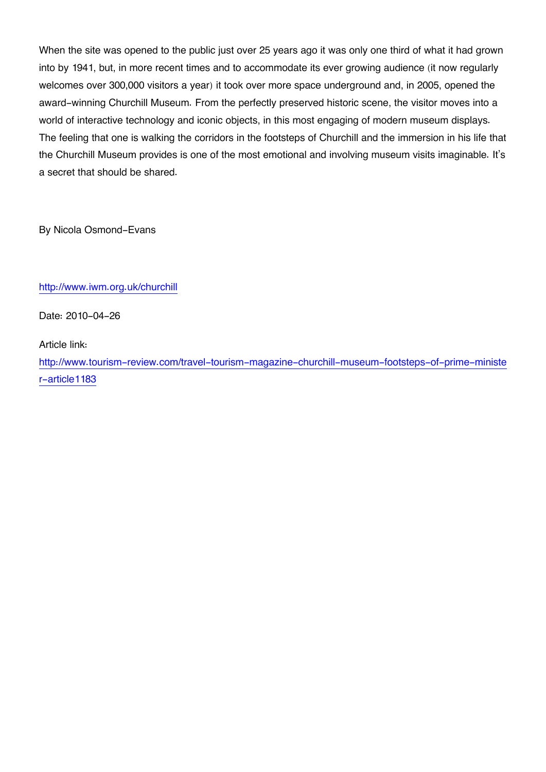When the site was opened to the public just over 25 years ago it was only one third of what it had grown into by 1941, but, in more recent times and to accommodate its ever growing audience (it now regularly welcomes over 300,000 visitors a year) it took over more space underground and, in 2005, opened the award-winning Churchill Museum. From the perfectly preserved historic scene, the visitor moves into a world of interactive technology and iconic objects, in this most engaging of modern museum displays. The feeling that one is walking the corridors in the footsteps of Churchill and the immersion in his life that the Churchill Museum provides is one of the most emotional and involving museum visits imaginable. It's a secret that should be shared.

By Nicola Osmond-Evans

http://www.iwm.org.uk/churchill

Date: 2010-04-26

Article link:
http://www.tourism-review.com/travel-tourism-magazine-churchill-museum-footsteps-of-prime-minister-article1183